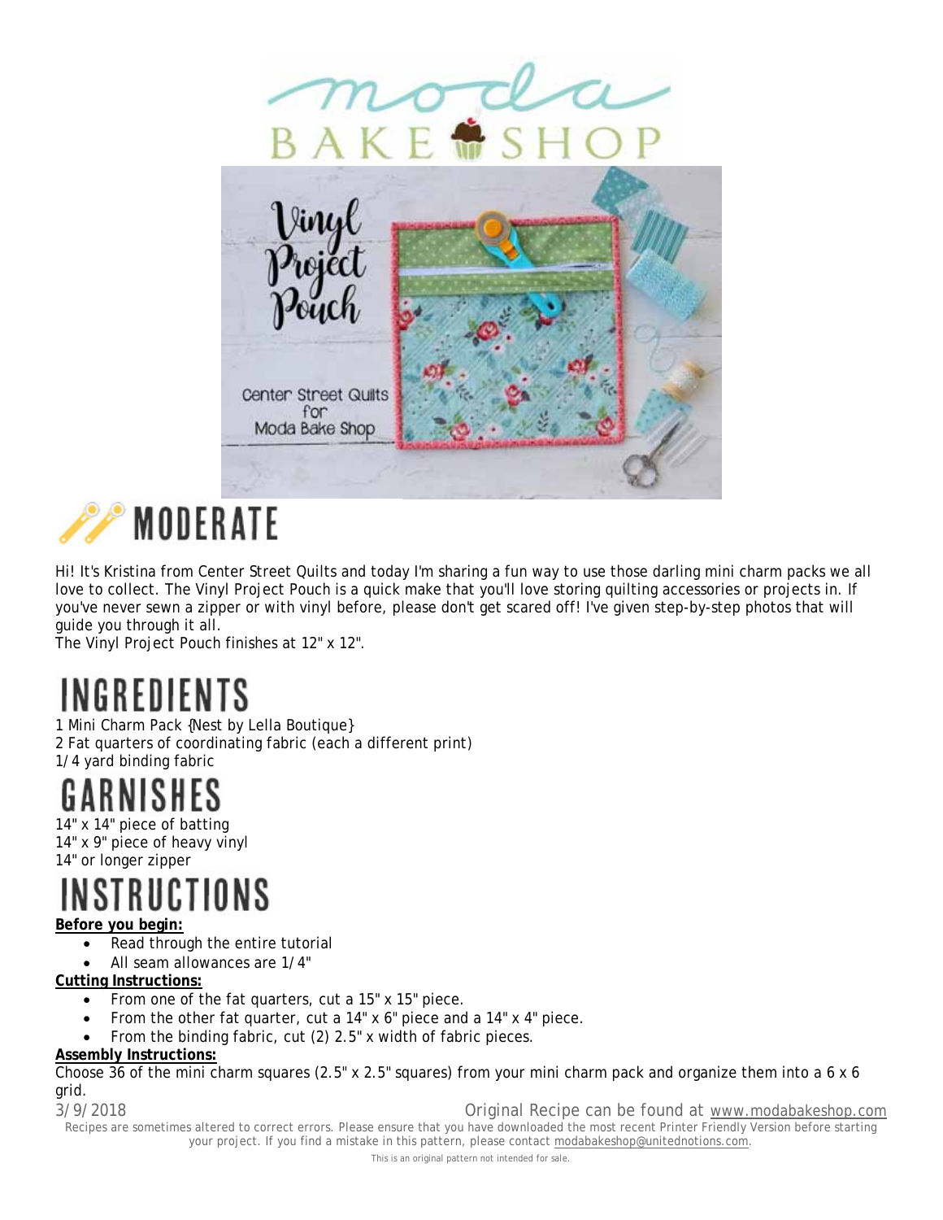MODERATE

Hi! It's Kristina from Center Street Quilts and today I'm sharing a fun way to use those darling mini charm packs we all love to collect. The Vinyl Project Pouch is a quick make that you'll love storing quilting accessories or projects in. If you've never sewn a zipper or with vinyl before, please don't get scared off! I've given step-by-step photos that will guide you through it all.
The Vinyl Project Pouch finishes at 12" x 12".

# INGREDIENTS

1 Mini Charm Pack {Nest by Lella Boutique}
2 Fat quarters of coordinating fabric (each a different print)
1/4 yard binding fabric

# GARNISHES

14" x 14" piece of batting
14" x 9" piece of heavy vinyl
14" or longer zipper

# INSTRUCTIONS

**Before you begin:**

- Read through the entire tutorial
- All seam allowances are 1/4"

**Cutting Instructions:**

- From one of the fat quarters, cut a 15" x 15" piece.
- From the other fat quarter, cut a 14" x 6" piece and a 14" x 4" piece.
- From the binding fabric, cut (2) 2.5" x width of fabric pieces.

**Assembly Instructions:**

Choose 36 of the mini charm squares (2.5" x 2.5" squares) from your mini charm pack and organize them into a 6 x 6 grid.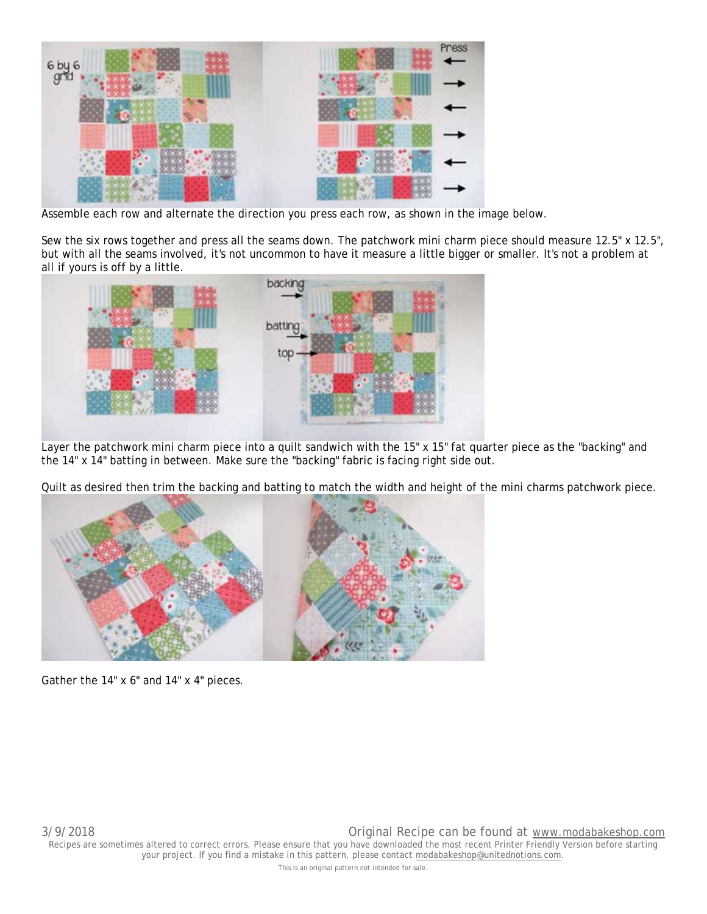Assemble each row and alternate the direction you press each row, as shown in the image below.

Sew the six rows together and press all the seams down. The patchwork mini charm piece should measure 12.5" x 12.5", but with all the seams involved, it's not uncommon to have it measure a little bigger or smaller. It's not a problem at all if yours is off by a little.

Layer the patchwork mini charm piece into a quilt sandwich with the 15" x 15" fat quarter piece as the "backing" and the 14" x 14" batting in between. Make sure the "backing" fabric is facing right side out.

Quilt as desired then trim the backing and batting to match the width and height of the mini charms patchwork piece.

Gather the 14" x 6" and 14" x 4" pieces.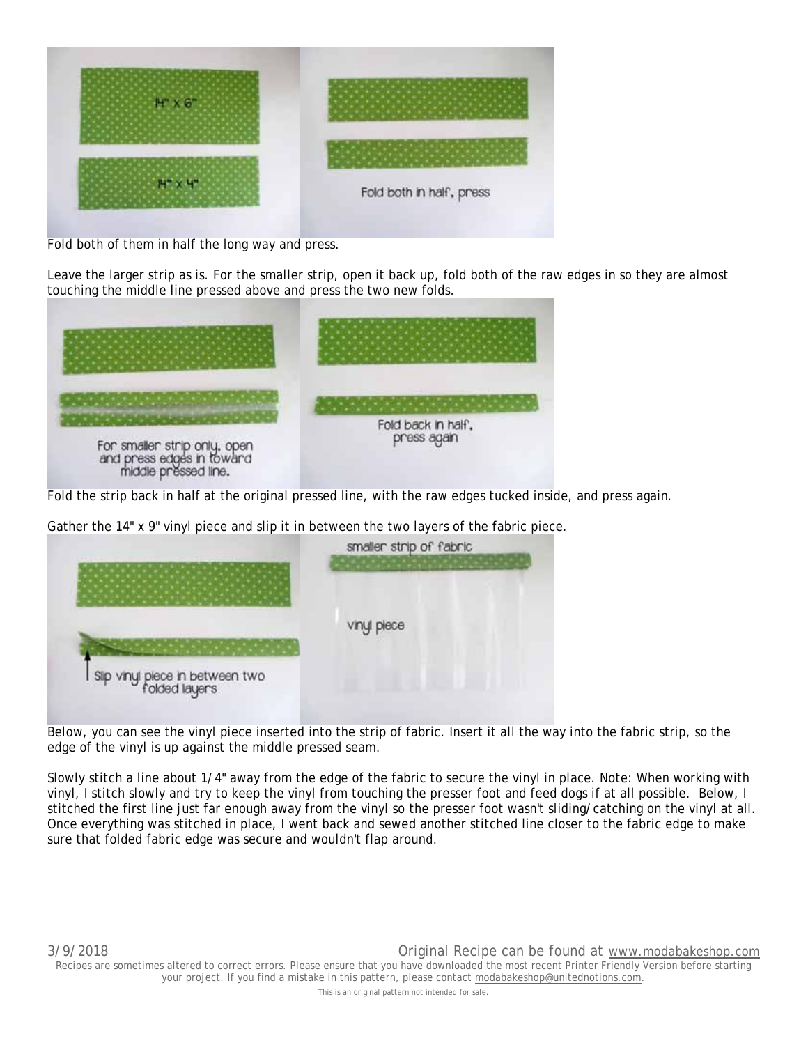Fold both of them in half the long way and press.

Leave the larger strip as is. For the smaller strip, open it back up, fold both of the raw edges in so they are almost touching the middle line pressed above and press the two new folds.

Fold the strip back in half at the original pressed line, with the raw edges tucked inside, and press again.

Gather the 14" x 9" vinyl piece and slip it in between the two layers of the fabric piece.

Below, you can see the vinyl piece inserted into the strip of fabric. Insert it all the way into the fabric strip, so the edge of the vinyl is up against the middle pressed seam.

Slowly stitch a line about 1/4" away from the edge of the fabric to secure the vinyl in place. Note: When working with vinyl, I stitch slowly and try to keep the vinyl from touching the presser foot and feed dogs if at all possible. Below, I stitched the first line just far enough away from the vinyl so the presser foot wasn't sliding/catching on the vinyl at all. Once everything was stitched in place, I went back and sewed another stitched line closer to the fabric edge to make sure that folded fabric edge was secure and wouldn't flap around.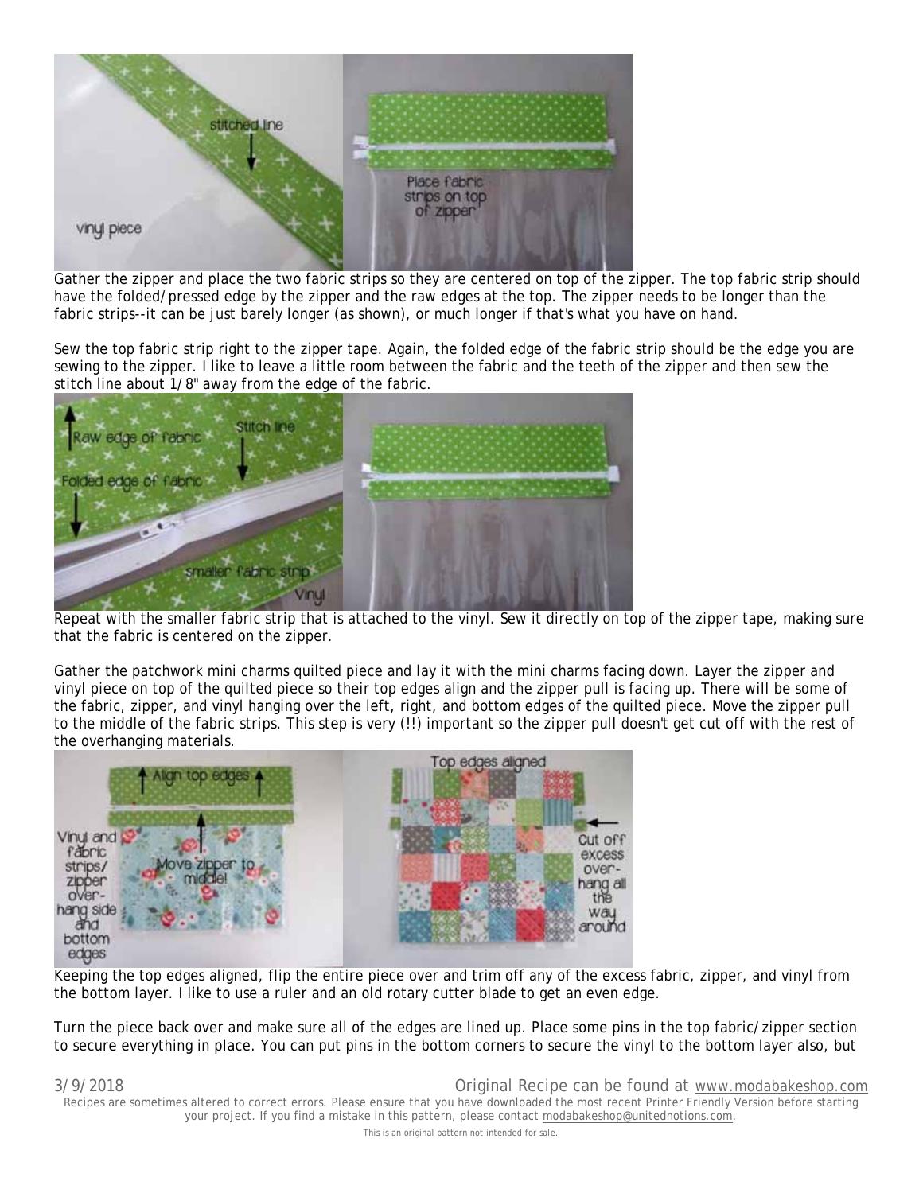Gather the zipper and place the two fabric strips so they are centered on top of the zipper. The top fabric strip should have the folded/pressed edge by the zipper and the raw edges at the top. The zipper needs to be longer than the fabric strips--it can be just barely longer (as shown), or much longer if that's what you have on hand.

Sew the top fabric strip right to the zipper tape. Again, the folded edge of the fabric strip should be the edge you are sewing to the zipper. I like to leave a little room between the fabric and the teeth of the zipper and then sew the stitch line about 1/8" away from the edge of the fabric.

Repeat with the smaller fabric strip that is attached to the vinyl. Sew it directly on top of the zipper tape, making sure that the fabric is centered on the zipper.

Gather the patchwork mini charms quilted piece and lay it with the mini charms facing down. Layer the zipper and vinyl piece on top of the quilted piece so their top edges align and the zipper pull is facing up. There will be some of the fabric, zipper, and vinyl hanging over the left, right, and bottom edges of the quilted piece. Move the zipper pull to the middle of the fabric strips. This step is very (!!) important so the zipper pull doesn't get cut off with the rest of the overhanging materials.

Keeping the top edges aligned, flip the entire piece over and trim off any of the excess fabric, zipper, and vinyl from the bottom layer. I like to use a ruler and an old rotary cutter blade to get an even edge.

Turn the piece back over and make sure all of the edges are lined up. Place some pins in the top fabric/zipper section to secure everything in place. You can put pins in the bottom corners to secure the vinyl to the bottom layer also, but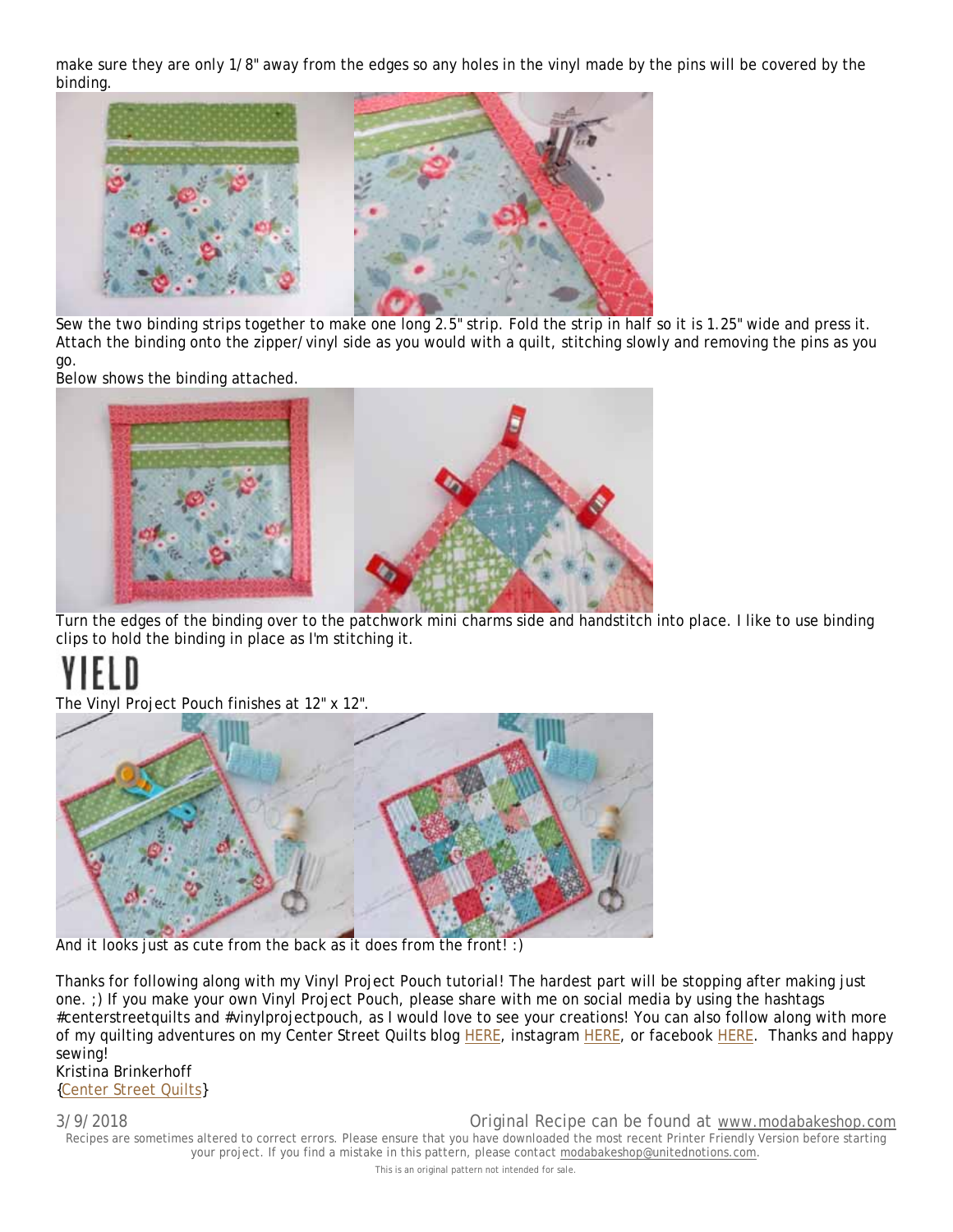make sure they are only 1/8" away from the edges so any holes in the vinyl made by the pins will be covered by the binding.

Sew the two binding strips together to make one long 2.5" strip. Fold the strip in half so it is 1.25" wide and press it. Attach the binding onto the zipper/vinyl side as you would with a quilt, stitching slowly and removing the pins as you go.

Below shows the binding attached.

Turn the edges of the binding over to the patchwork mini charms side and handstitch into place. I like to use binding clips to hold the binding in place as I'm stitching it.

# YIELD

The Vinyl Project Pouch finishes at 12" x 12".

And it looks just as cute from the back as it does from the front! :)

Thanks for following along with my Vinyl Project Pouch tutorial! The hardest part will be stopping after making just one. ;) If you make your own Vinyl Project Pouch, please share with me on social media by using the hashtags #centerstreetquilts and #vinylprojectpouch, as I would love to see your creations! You can also follow along with more of my quilting adventures on my Center Street Quilts blog HERE, instagram HERE, or facebook HERE. Thanks and happy sewing!

Kristina Brinkerhoff
{Center Street Quilts}

3/9/2018 Original Recipe can be found at www.modabakeshop.com

Recipes are sometimes altered to correct errors. Please ensure that you have downloaded the most recent Printer Friendly Version before starting your project. If you find a mistake in this pattern, please contact modabakeshop@unitednotions.com.

This is an original pattern not intended for sale.